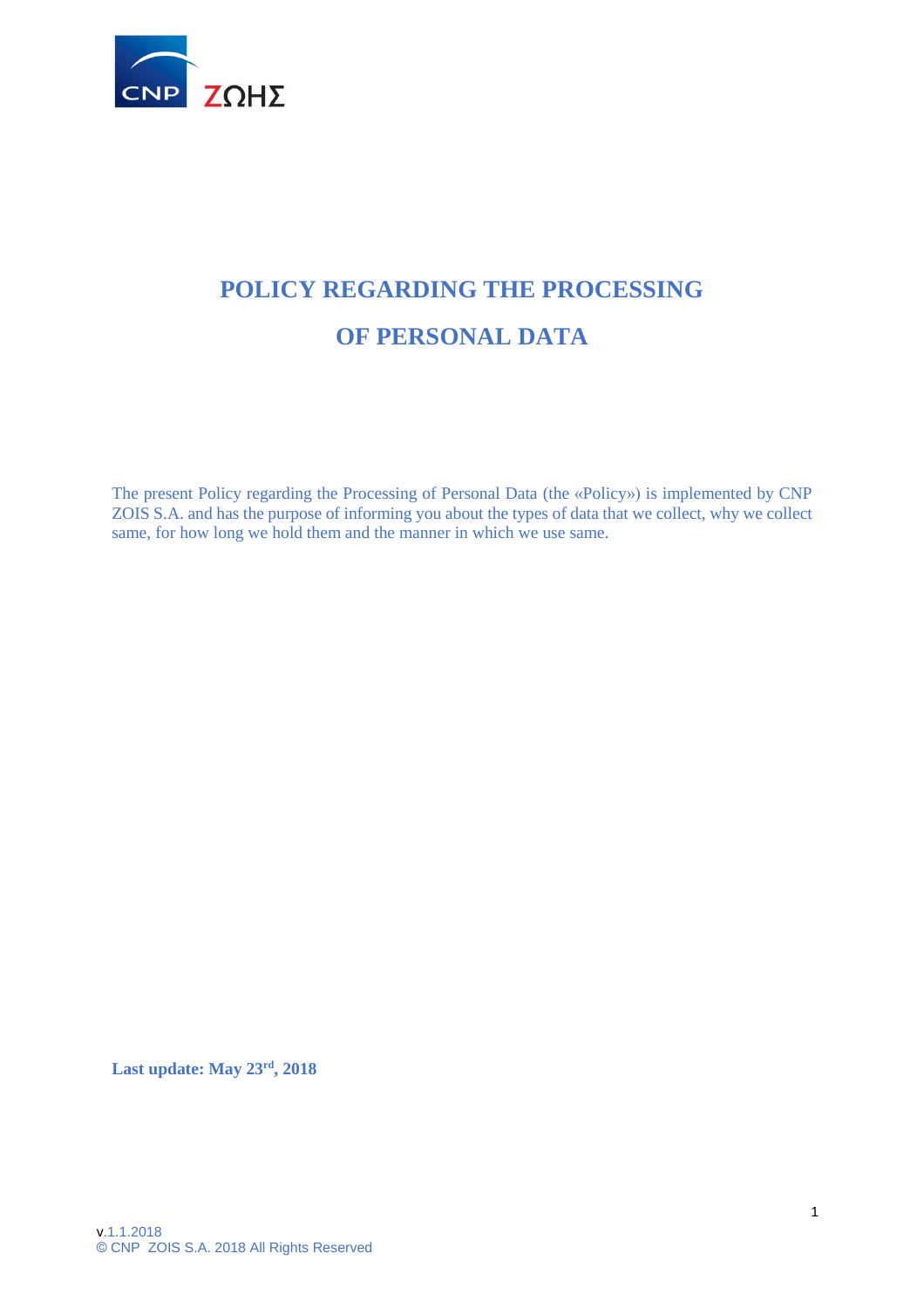# POLICY REGARDING THE PROCESSING OF PERSONAL DATA

The present Policy regarding the Processing of Personal Data (the «Policy») is implemented by CNP ZOIS S.A. and has the purpose of informing you about the types of data that we collect, why we collect same, for how long we hold them and the manner in which we use same.

**Last update: May 23rd, 2018**

v.1.1.2018
© CNP ZOIS S.A. 2018 All Rights Reserved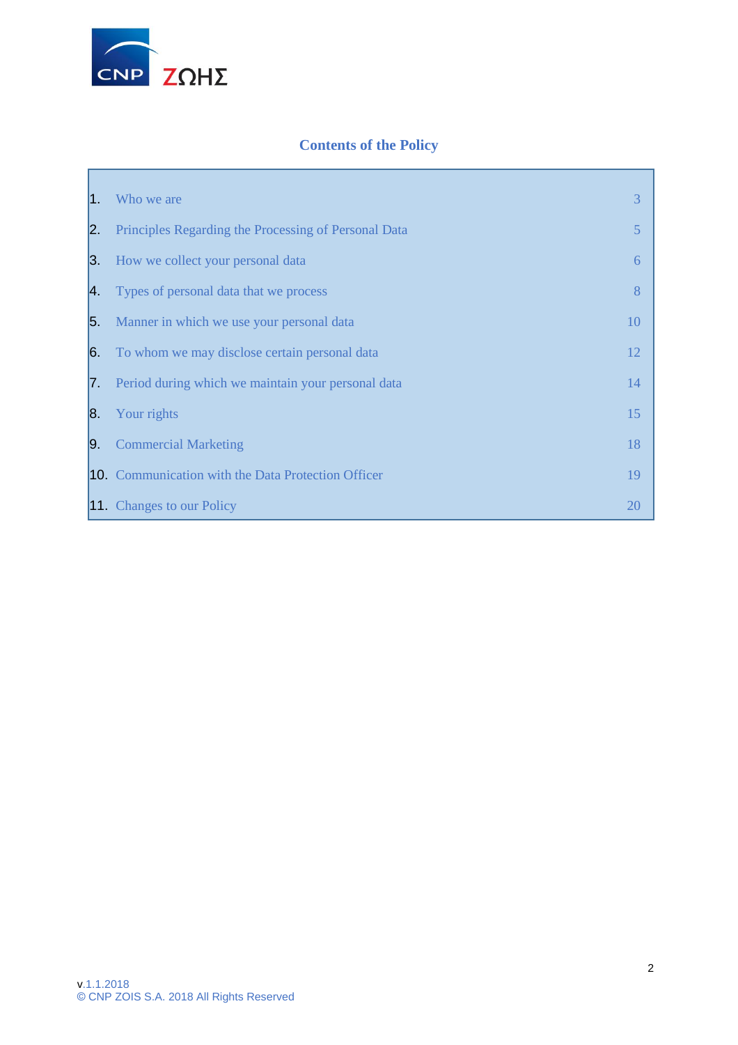## Contents of the Policy

| | | |
|---|---|---|
| 1. | Who we are | 3 |
| 2. | Principles Regarding the Processing of Personal Data | 5 |
| 3. | How we collect your personal data | 6 |
| 4. | Types of personal data that we process | 8 |
| 5. | Manner in which we use your personal data | 10 |
| 6. | To whom we may disclose certain personal data | 12 |
| 7. | Period during which we maintain your personal data | 14 |
| 8. | Your rights | 15 |
| 9. | Commercial Marketing | 18 |
| 10. | Communication with the Data Protection Officer | 19 |
| 11. | Changes to our Policy | 20 |

v.1.1.2018
© CNP ZOIS S.A. 2018 All Rights Reserved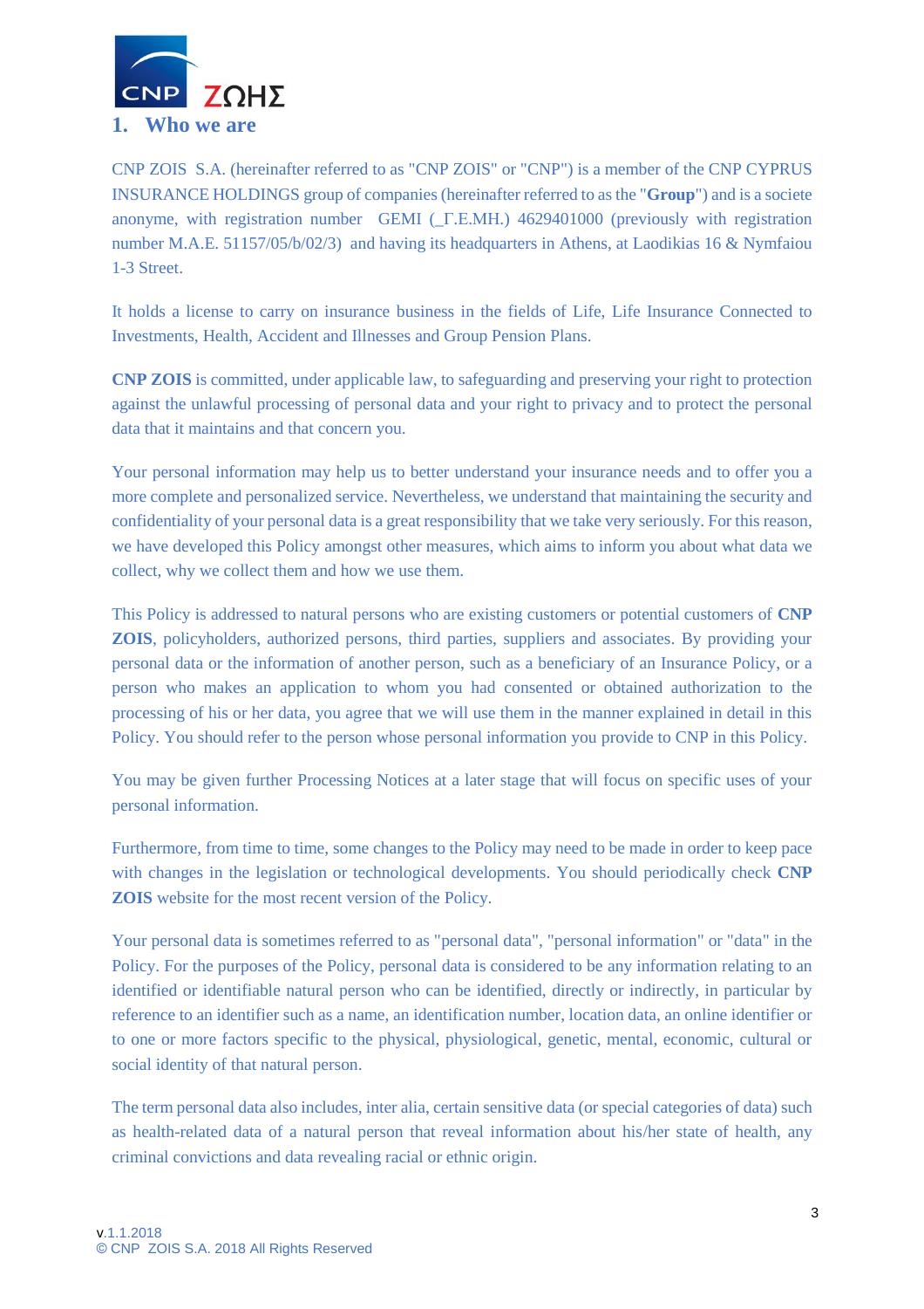## 1. Who we are

CNP ZOIS S.A. (hereinafter referred to as "CNP ZOIS" or "CNP") is a member of the CNP CYPRUS INSURANCE HOLDINGS group of companies (hereinafter referred to as the "**Group**") and is a societe anonyme, with registration number GEMI (_Γ.Ε.ΜΗ.) 4629401000 (previously with registration number M.A.E. 51157/05/b/02/3) and having its headquarters in Athens, at Laodikias 16 & Nymfaiou 1-3 Street.

It holds a license to carry on insurance business in the fields of Life, Life Insurance Connected to Investments, Health, Accident and Illnesses and Group Pension Plans.

**CNP ZOIS** is committed, under applicable law, to safeguarding and preserving your right to protection against the unlawful processing of personal data and your right to privacy and to protect the personal data that it maintains and that concern you.

Your personal information may help us to better understand your insurance needs and to offer you a more complete and personalized service. Nevertheless, we understand that maintaining the security and confidentiality of your personal data is a great responsibility that we take very seriously. For this reason, we have developed this Policy amongst other measures, which aims to inform you about what data we collect, why we collect them and how we use them.

This Policy is addressed to natural persons who are existing customers or potential customers of **CNP ZOIS**, policyholders, authorized persons, third parties, suppliers and associates. By providing your personal data or the information of another person, such as a beneficiary of an Insurance Policy, or a person who makes an application to whom you had consented or obtained authorization to the processing of his or her data, you agree that we will use them in the manner explained in detail in this Policy. You should refer to the person whose personal information you provide to CNP in this Policy.

You may be given further Processing Notices at a later stage that will focus on specific uses of your personal information.

Furthermore, from time to time, some changes to the Policy may need to be made in order to keep pace with changes in the legislation or technological developments. You should periodically check **CNP ZOIS** website for the most recent version of the Policy.

Your personal data is sometimes referred to as "personal data", "personal information" or "data" in the Policy. For the purposes of the Policy, personal data is considered to be any information relating to an identified or identifiable natural person who can be identified, directly or indirectly, in particular by reference to an identifier such as a name, an identification number, location data, an online identifier or to one or more factors specific to the physical, physiological, genetic, mental, economic, cultural or social identity of that natural person.

The term personal data also includes, inter alia, certain sensitive data (or special categories of data) such as health-related data of a natural person that reveal information about his/her state of health, any criminal convictions and data revealing racial or ethnic origin.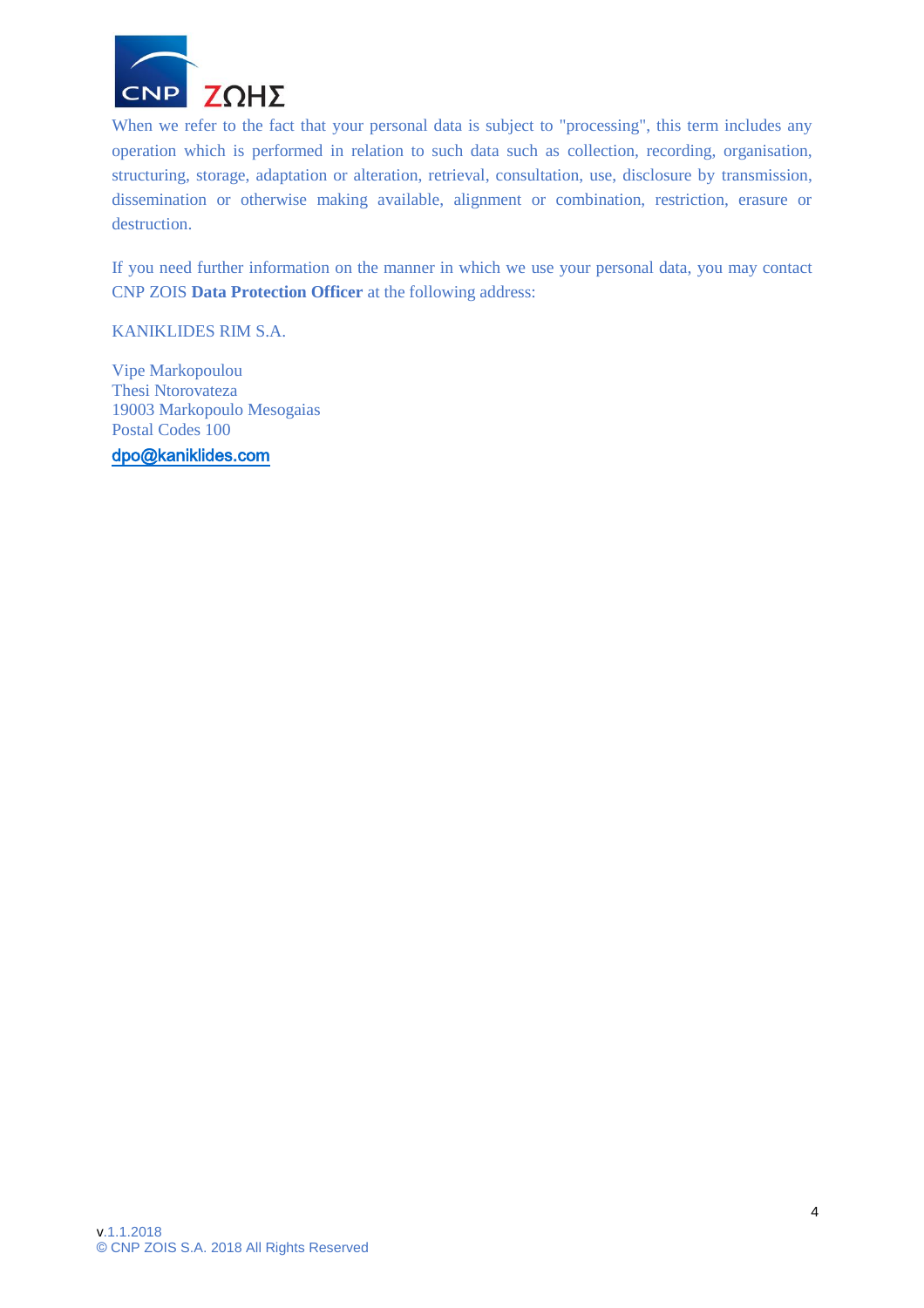When we refer to the fact that your personal data is subject to "processing", this term includes any operation which is performed in relation to such data such as collection, recording, organisation, structuring, storage, adaptation or alteration, retrieval, consultation, use, disclosure by transmission, dissemination or otherwise making available, alignment or combination, restriction, erasure or destruction.

If you need further information on the manner in which we use your personal data, you may contact CNP ZOIS **Data Protection Officer** at the following address:

KANIKLIDES RIM S.A.

Vipe Markopoulou
Thesi Ntorovateza
19003 Markopoulo Mesogaias
Postal Codes 100

dpo@kaniklides.com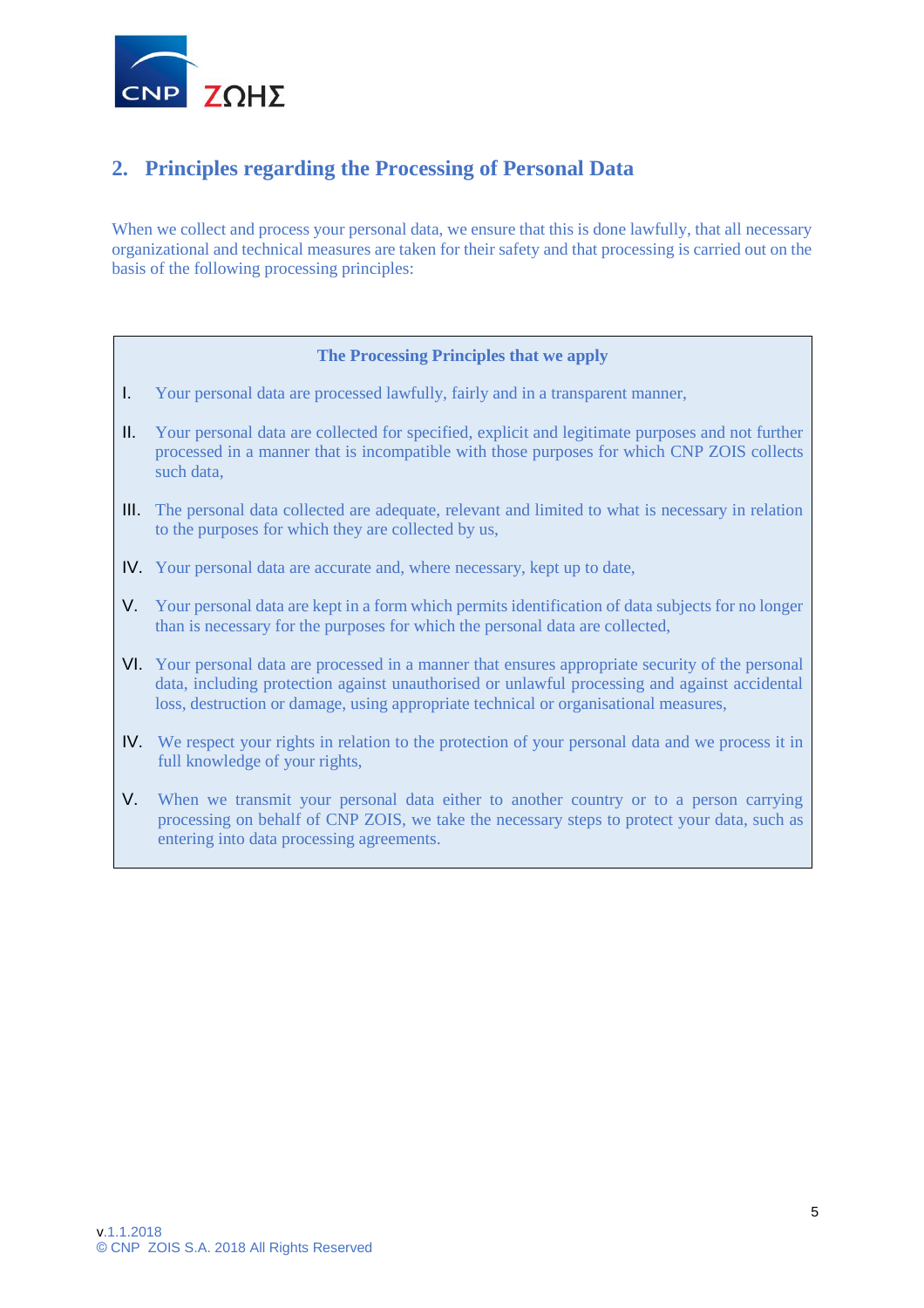## 2. Principles regarding the Processing of Personal Data

When we collect and process your personal data, we ensure that this is done lawfully, that all necessary organizational and technical measures are taken for their safety and that processing is carried out on the basis of the following processing principles:

**The Processing Principles that we apply**

I. Your personal data are processed lawfully, fairly and in a transparent manner,

II. Your personal data are collected for specified, explicit and legitimate purposes and not further processed in a manner that is incompatible with those purposes for which CNP ZOIS collects such data,

III. The personal data collected are adequate, relevant and limited to what is necessary in relation to the purposes for which they are collected by us,

IV. Your personal data are accurate and, where necessary, kept up to date,

V. Your personal data are kept in a form which permits identification of data subjects for no longer than is necessary for the purposes for which the personal data are collected,

VI. Your personal data are processed in a manner that ensures appropriate security of the personal data, including protection against unauthorised or unlawful processing and against accidental loss, destruction or damage, using appropriate technical or organisational measures,

IV. We respect your rights in relation to the protection of your personal data and we process it in full knowledge of your rights,

V. When we transmit your personal data either to another country or to a person carrying processing on behalf of CNP ZOIS, we take the necessary steps to protect your data, such as entering into data processing agreements.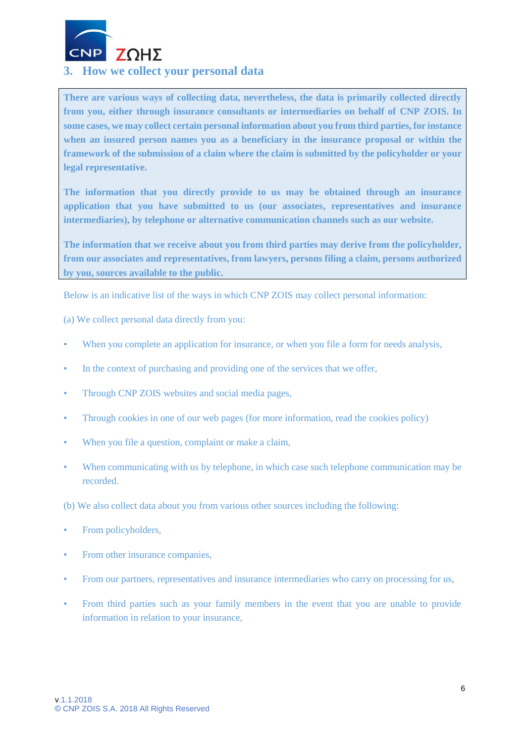## 3. How we collect your personal data

**There are various ways of collecting data, nevertheless, the data is primarily collected directly from you, either through insurance consultants or intermediaries on behalf of CNP ZOIS. In some cases, we may collect certain personal information about you from third parties, for instance when an insured person names you as a beneficiary in the insurance proposal or within the framework of the submission of a claim where the claim is submitted by the policyholder or your legal representative.**

**The information that you directly provide to us may be obtained through an insurance application that you have submitted to us (our associates, representatives and insurance intermediaries), by telephone or alternative communication channels such as our website.**

**The information that we receive about you from third parties may derive from the policyholder, from our associates and representatives, from lawyers, persons filing a claim, persons authorized by you, sources available to the public.**

Below is an indicative list of the ways in which CNP ZOIS may collect personal information:

(a) We collect personal data directly from you:

- When you complete an application for insurance, or when you file a form for needs analysis,
- In the context of purchasing and providing one of the services that we offer,
- Through CNP ZOIS websites and social media pages,
- Through cookies in one of our web pages (for more information, read the cookies policy)
- When you file a question, complaint or make a claim,
- When communicating with us by telephone, in which case such telephone communication may be recorded.

(b) We also collect data about you from various other sources including the following:

- From policyholders,
- From other insurance companies,
- From our partners, representatives and insurance intermediaries who carry on processing for us,
- From third parties such as your family members in the event that you are unable to provide information in relation to your insurance,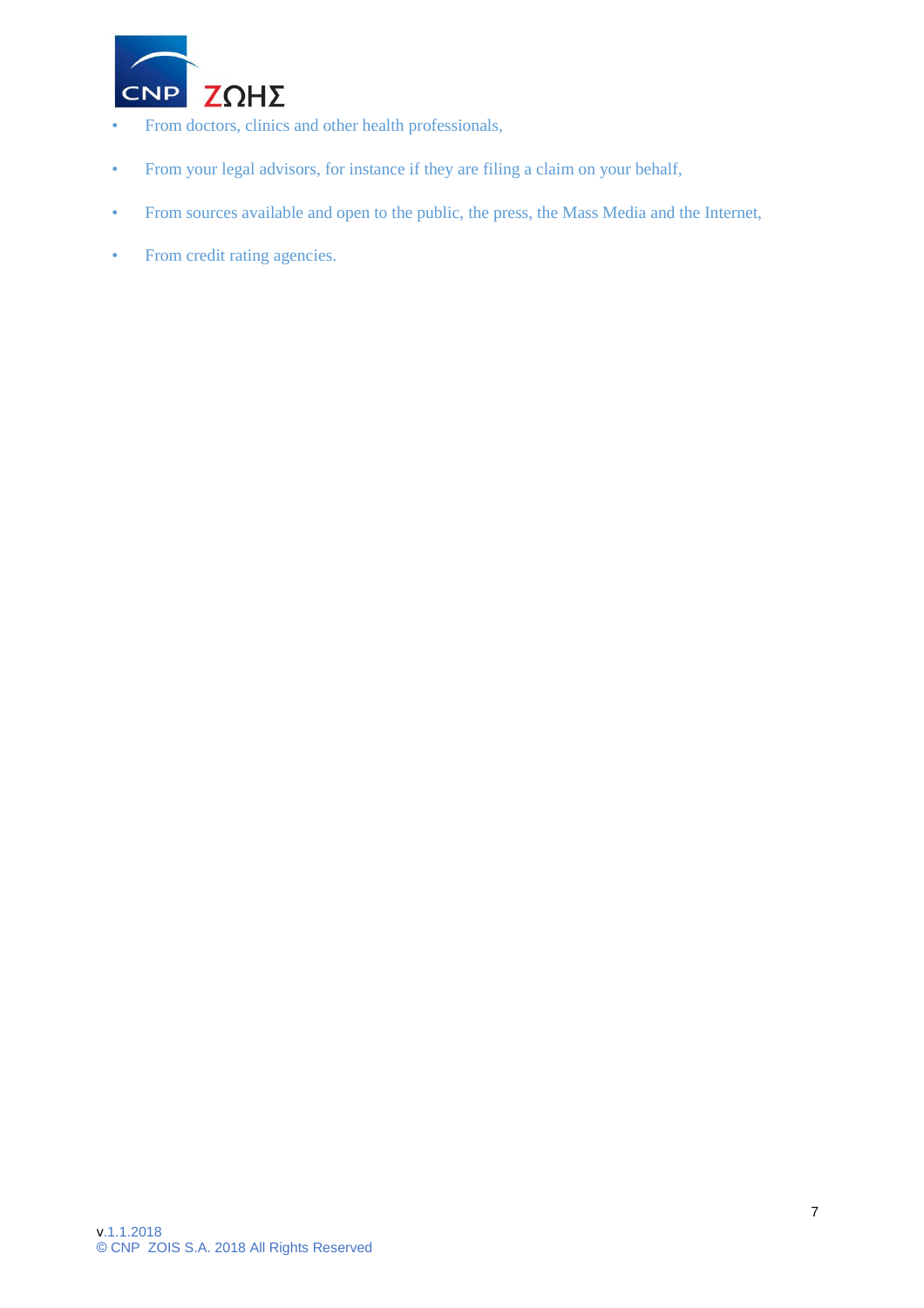- From doctors, clinics and other health professionals,
- From your legal advisors, for instance if they are filing a claim on your behalf,
- From sources available and open to the public, the press, the Mass Media and the Internet,
- From credit rating agencies.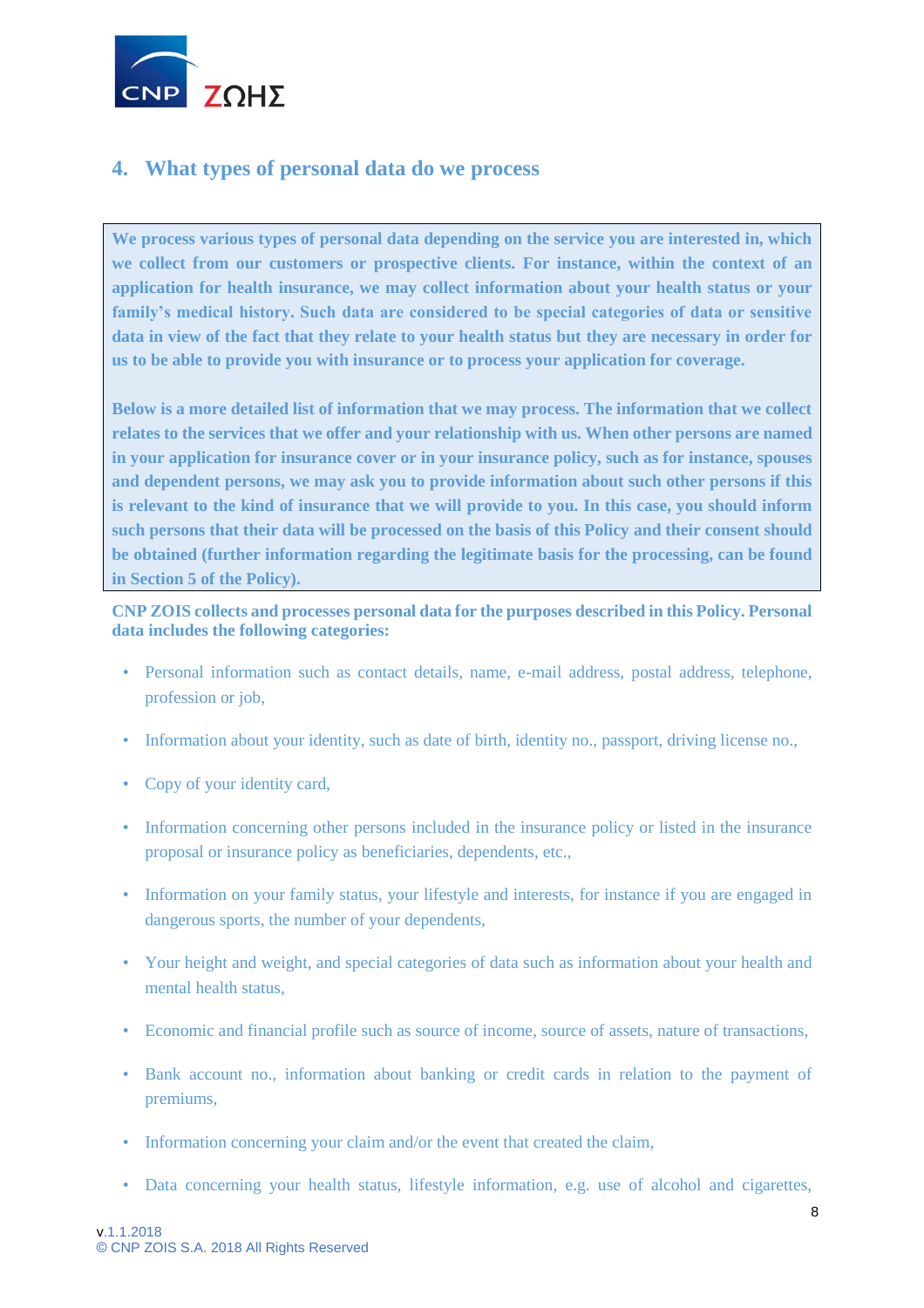## 4. What types of personal data do we process

**We process various types of personal data depending on the service you are interested in, which we collect from our customers or prospective clients. For instance, within the context of an application for health insurance, we may collect information about your health status or your family's medical history. Such data are considered to be special categories of data or sensitive data in view of the fact that they relate to your health status but they are necessary in order for us to be able to provide you with insurance or to process your application for coverage.**

**Below is a more detailed list of information that we may process. The information that we collect relates to the services that we offer and your relationship with us. When other persons are named in your application for insurance cover or in your insurance policy, such as for instance, spouses and dependent persons, we may ask you to provide information about such other persons if this is relevant to the kind of insurance that we will provide to you. In this case, you should inform such persons that their data will be processed on the basis of this Policy and their consent should be obtained (further information regarding the legitimate basis for the processing, can be found in Section 5 of the Policy).**

**CNP ZOIS collects and processes personal data for the purposes described in this Policy. Personal data includes the following categories:**

- Personal information such as contact details, name, e-mail address, postal address, telephone, profession or job,
- Information about your identity, such as date of birth, identity no., passport, driving license no.,
- Copy of your identity card,
- Information concerning other persons included in the insurance policy or listed in the insurance proposal or insurance policy as beneficiaries, dependents, etc.,
- Information on your family status, your lifestyle and interests, for instance if you are engaged in dangerous sports, the number of your dependents,
- Your height and weight, and special categories of data such as information about your health and mental health status,
- Economic and financial profile such as source of income, source of assets, nature of transactions,
- Bank account no., information about banking or credit cards in relation to the payment of premiums,
- Information concerning your claim and/or the event that created the claim,
- Data concerning your health status, lifestyle information, e.g. use of alcohol and cigarettes,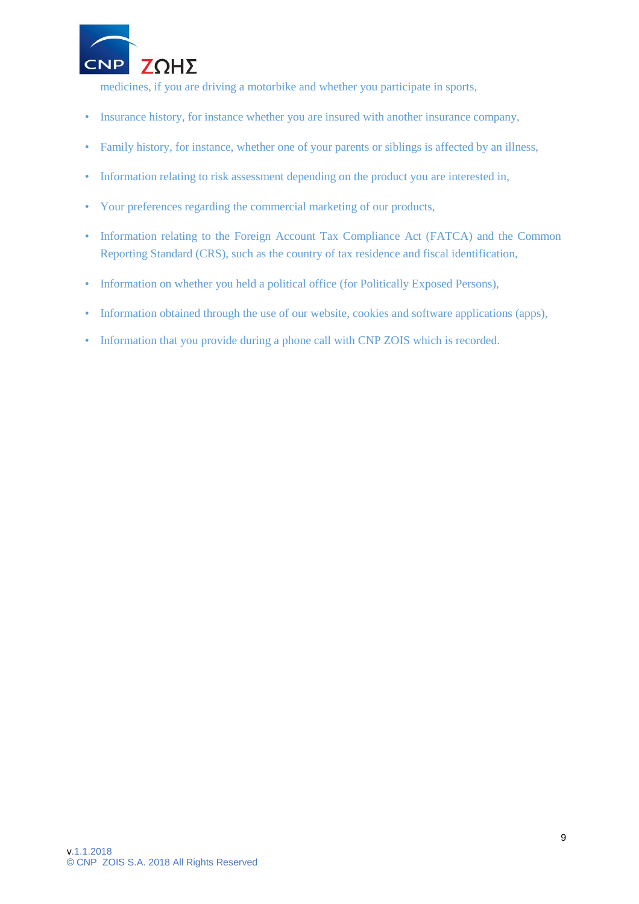medicines, if you are driving a motorbike and whether you participate in sports,

- Insurance history, for instance whether you are insured with another insurance company,
- Family history, for instance, whether one of your parents or siblings is affected by an illness,
- Information relating to risk assessment depending on the product you are interested in,
- Your preferences regarding the commercial marketing of our products,
- Information relating to the Foreign Account Tax Compliance Act (FATCA) and the Common Reporting Standard (CRS), such as the country of tax residence and fiscal identification,
- Information on whether you held a political office (for Politically Exposed Persons),
- Information obtained through the use of our website, cookies and software applications (apps),
- Information that you provide during a phone call with CNP ZOIS which is recorded.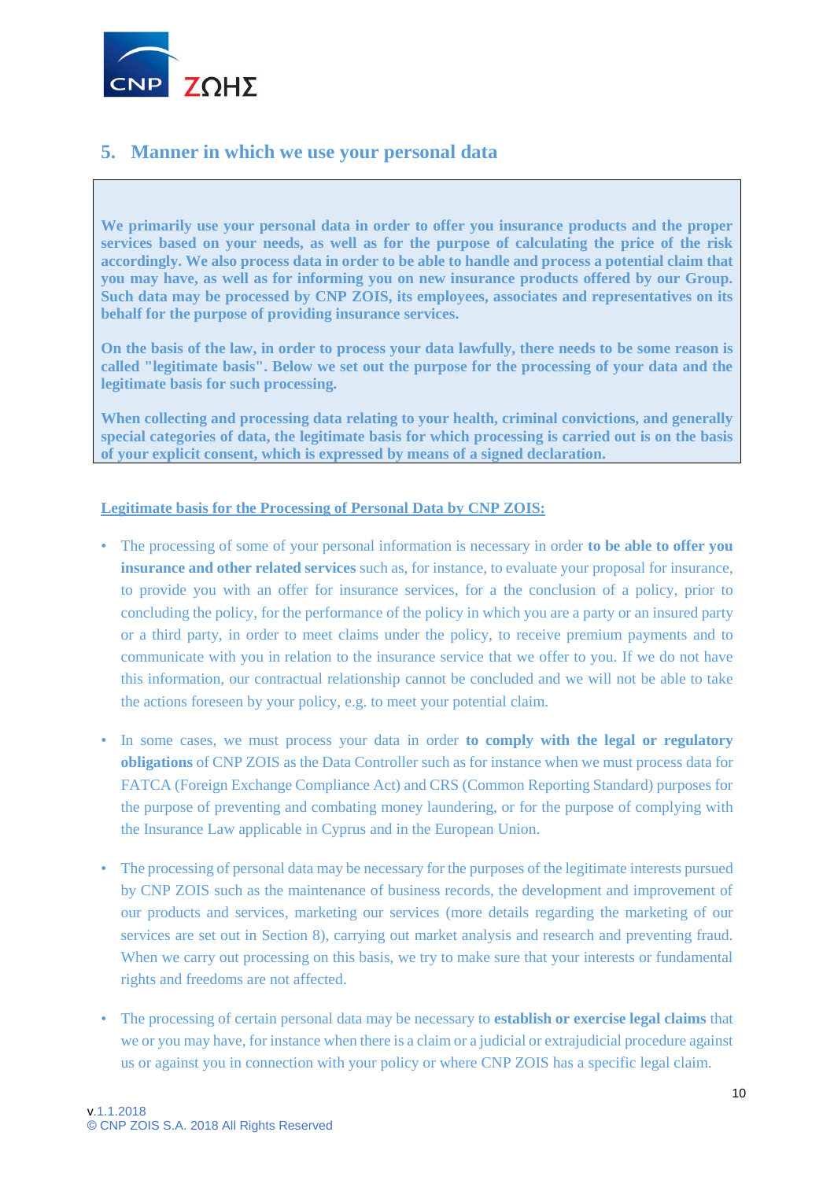## 5. Manner in which we use your personal data

**We primarily use your personal data in order to offer you insurance products and the proper services based on your needs, as well as for the purpose of calculating the price of the risk accordingly. We also process data in order to be able to handle and process a potential claim that you may have, as well as for informing you on new insurance products offered by our Group. Such data may be processed by CNP ZOIS, its employees, associates and representatives on its behalf for the purpose of providing insurance services.**

**On the basis of the law, in order to process your data lawfully, there needs to be some reason is called "legitimate basis". Below we set out the purpose for the processing of your data and the legitimate basis for such processing.**

**When collecting and processing data relating to your health, criminal convictions, and generally special categories of data, the legitimate basis for which processing is carried out is on the basis of your explicit consent, which is expressed by means of a signed declaration.**

Legitimate basis for the Processing of Personal Data by CNP ZOIS:

- The processing of some of your personal information is necessary in order **to be able to offer you insurance and other related services** such as, for instance, to evaluate your proposal for insurance, to provide you with an offer for insurance services, for a the conclusion of a policy, prior to concluding the policy, for the performance of the policy in which you are a party or an insured party or a third party, in order to meet claims under the policy, to receive premium payments and to communicate with you in relation to the insurance service that we offer to you. If we do not have this information, our contractual relationship cannot be concluded and we will not be able to take the actions foreseen by your policy, e.g. to meet your potential claim.

- In some cases, we must process your data in order **to comply with the legal or regulatory obligations** of CNP ZOIS as the Data Controller such as for instance when we must process data for FATCA (Foreign Exchange Compliance Act) and CRS (Common Reporting Standard) purposes for the purpose of preventing and combating money laundering, or for the purpose of complying with the Insurance Law applicable in Cyprus and in the European Union.

- The processing of personal data may be necessary for the purposes of the legitimate interests pursued by CNP ZOIS such as the maintenance of business records, the development and improvement of our products and services, marketing our services (more details regarding the marketing of our services are set out in Section 8), carrying out market analysis and research and preventing fraud. When we carry out processing on this basis, we try to make sure that your interests or fundamental rights and freedoms are not affected.

- The processing of certain personal data may be necessary to **establish or exercise legal claims** that we or you may have, for instance when there is a claim or a judicial or extrajudicial procedure against us or against you in connection with your policy or where CNP ZOIS has a specific legal claim.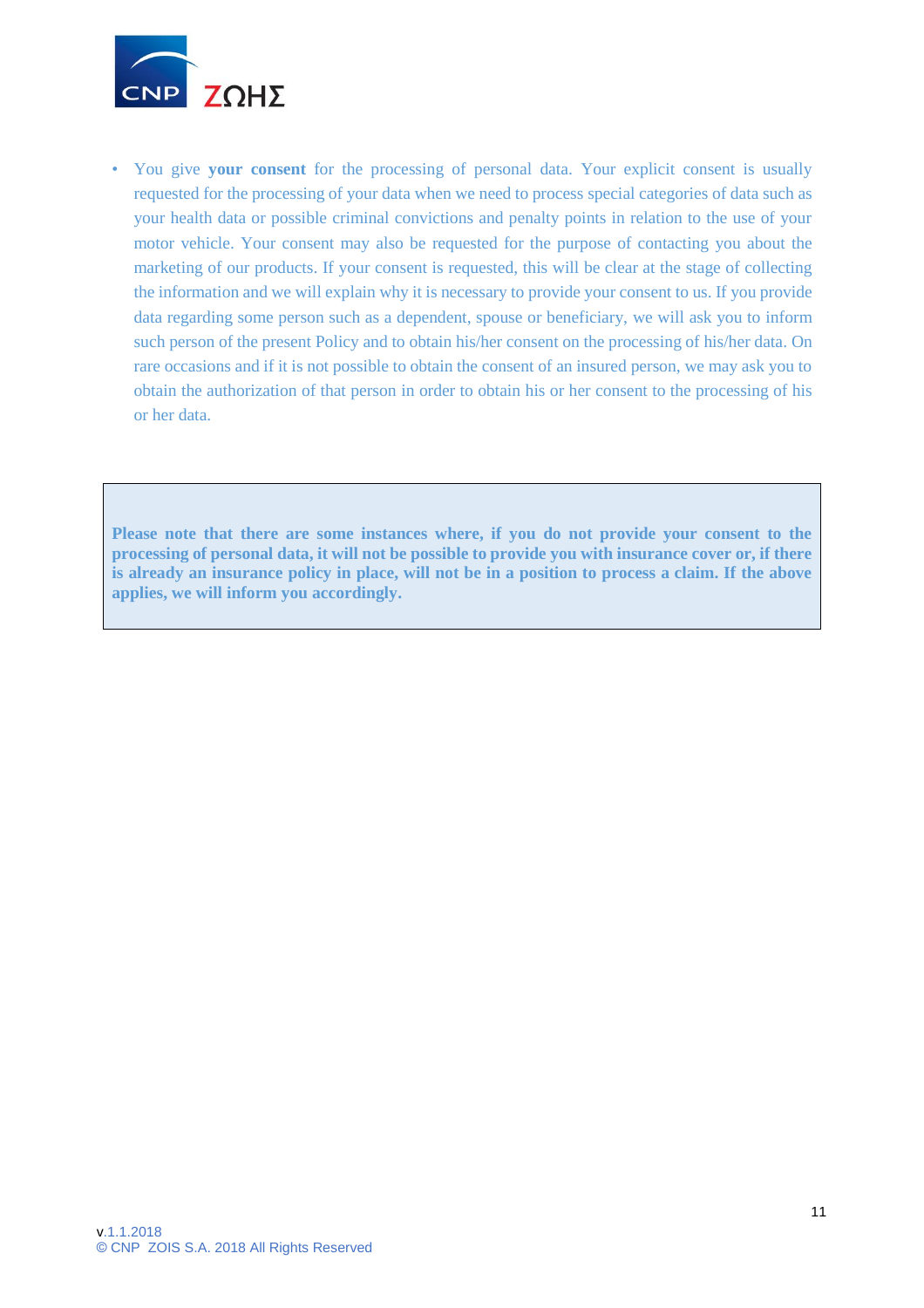- You give **your consent** for the processing of personal data. Your explicit consent is usually requested for the processing of your data when we need to process special categories of data such as your health data or possible criminal convictions and penalty points in relation to the use of your motor vehicle. Your consent may also be requested for the purpose of contacting you about the marketing of our products. If your consent is requested, this will be clear at the stage of collecting the information and we will explain why it is necessary to provide your consent to us. If you provide data regarding some person such as a dependent, spouse or beneficiary, we will ask you to inform such person of the present Policy and to obtain his/her consent on the processing of his/her data. On rare occasions and if it is not possible to obtain the consent of an insured person, we may ask you to obtain the authorization of that person in order to obtain his or her consent to the processing of his or her data.

**Please note that there are some instances where, if you do not provide your consent to the processing of personal data, it will not be possible to provide you with insurance cover or, if there is already an insurance policy in place, will not be in a position to process a claim. If the above applies, we will inform you accordingly.**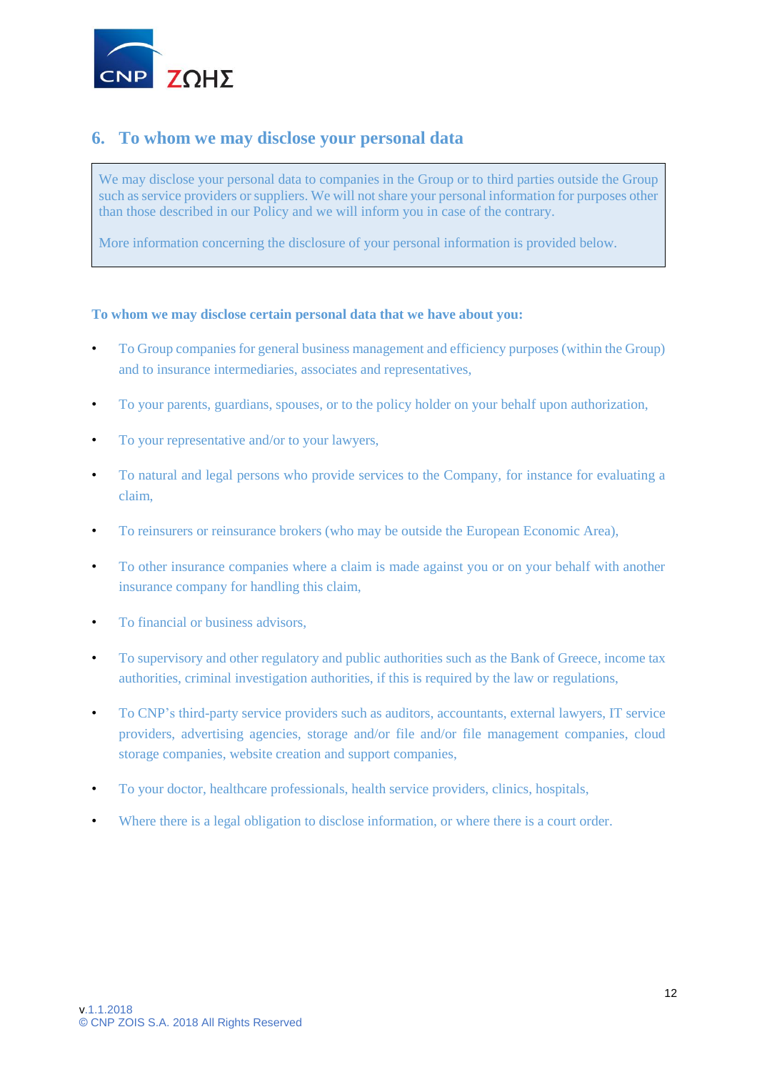## 6. To whom we may disclose your personal data

We may disclose your personal data to companies in the Group or to third parties outside the Group such as service providers or suppliers. We will not share your personal information for purposes other than those described in our Policy and we will inform you in case of the contrary.

More information concerning the disclosure of your personal information is provided below.

**To whom we may disclose certain personal data that we have about you:**

- To Group companies for general business management and efficiency purposes (within the Group) and to insurance intermediaries, associates and representatives,
- To your parents, guardians, spouses, or to the policy holder on your behalf upon authorization,
- To your representative and/or to your lawyers,
- To natural and legal persons who provide services to the Company, for instance for evaluating a claim,
- To reinsurers or reinsurance brokers (who may be outside the European Economic Area),
- To other insurance companies where a claim is made against you or on your behalf with another insurance company for handling this claim,
- To financial or business advisors,
- To supervisory and other regulatory and public authorities such as the Bank of Greece, income tax authorities, criminal investigation authorities, if this is required by the law or regulations,
- To CNP's third-party service providers such as auditors, accountants, external lawyers, IT service providers, advertising agencies, storage and/or file and/or file management companies, cloud storage companies, website creation and support companies,
- To your doctor, healthcare professionals, health service providers, clinics, hospitals,
- Where there is a legal obligation to disclose information, or where there is a court order.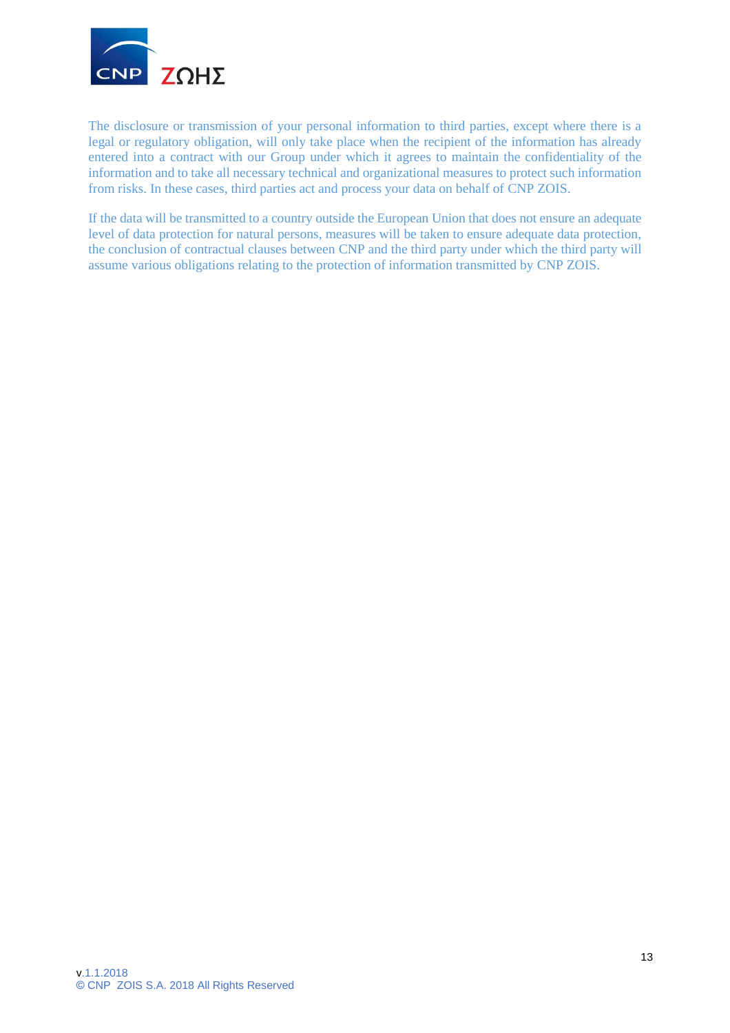The disclosure or transmission of your personal information to third parties, except where there is a legal or regulatory obligation, will only take place when the recipient of the information has already entered into a contract with our Group under which it agrees to maintain the confidentiality of the information and to take all necessary technical and organizational measures to protect such information from risks. In these cases, third parties act and process your data on behalf of CNP ZOIS.

If the data will be transmitted to a country outside the European Union that does not ensure an adequate level of data protection for natural persons, measures will be taken to ensure adequate data protection, the conclusion of contractual clauses between CNP and the third party under which the third party will assume various obligations relating to the protection of information transmitted by CNP ZOIS.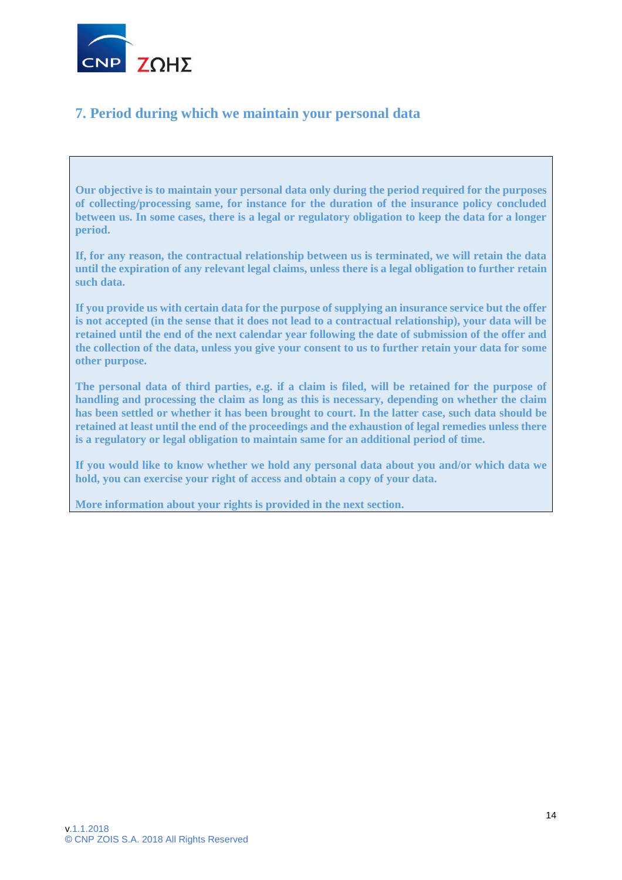## 7. Period during which we maintain your personal data

**Our objective is to maintain your personal data only during the period required for the purposes of collecting/processing same, for instance for the duration of the insurance policy concluded between us. In some cases, there is a legal or regulatory obligation to keep the data for a longer period.**

**If, for any reason, the contractual relationship between us is terminated, we will retain the data until the expiration of any relevant legal claims, unless there is a legal obligation to further retain such data.**

**If you provide us with certain data for the purpose of supplying an insurance service but the offer is not accepted (in the sense that it does not lead to a contractual relationship), your data will be retained until the end of the next calendar year following the date of submission of the offer and the collection of the data, unless you give your consent to us to further retain your data for some other purpose.**

**The personal data of third parties, e.g. if a claim is filed, will be retained for the purpose of handling and processing the claim as long as this is necessary, depending on whether the claim has been settled or whether it has been brought to court. In the latter case, such data should be retained at least until the end of the proceedings and the exhaustion of legal remedies unless there is a regulatory or legal obligation to maintain same for an additional period of time.**

**If you would like to know whether we hold any personal data about you and/or which data we hold, you can exercise your right of access and obtain a copy of your data.**

**More information about your rights is provided in the next section.**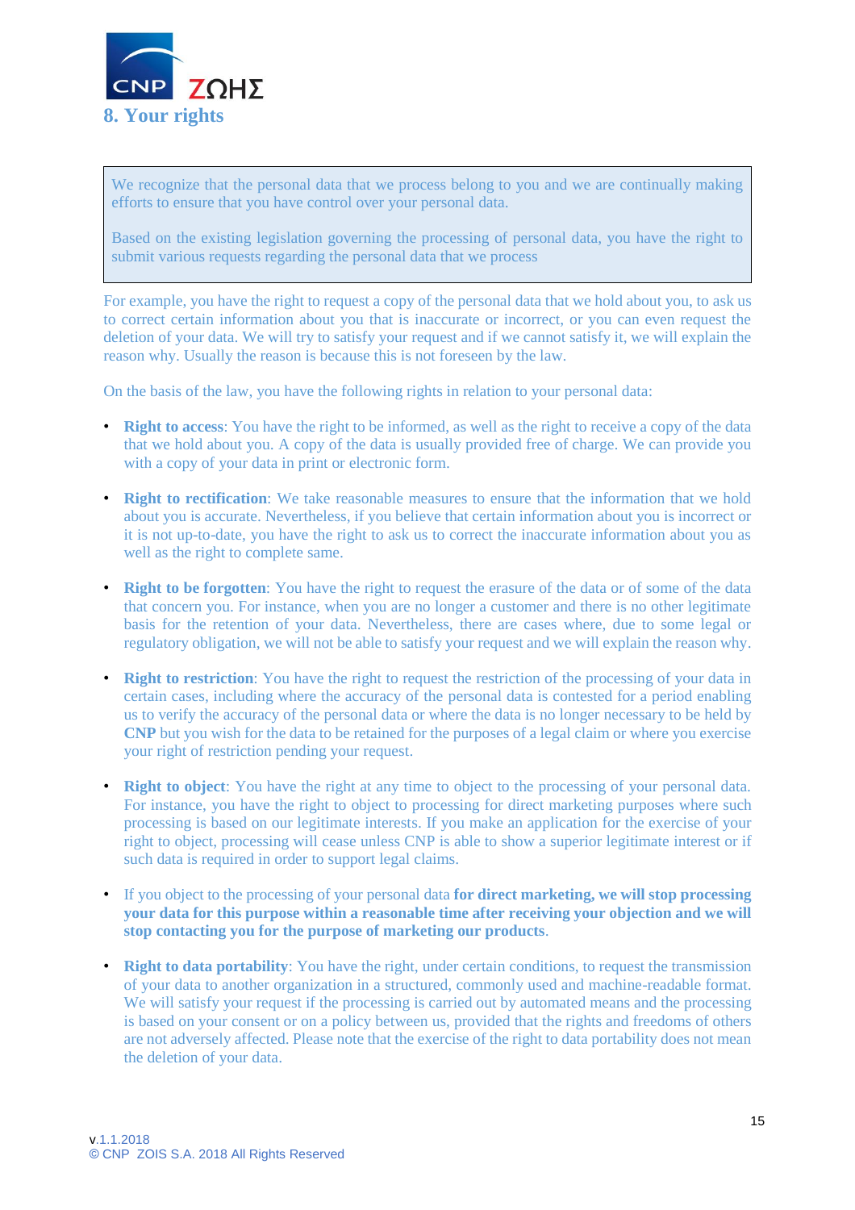## 8. Your rights

We recognize that the personal data that we process belong to you and we are continually making efforts to ensure that you have control over your personal data.

Based on the existing legislation governing the processing of personal data, you have the right to submit various requests regarding the personal data that we process

For example, you have the right to request a copy of the personal data that we hold about you, to ask us to correct certain information about you that is inaccurate or incorrect, or you can even request the deletion of your data. We will try to satisfy your request and if we cannot satisfy it, we will explain the reason why. Usually the reason is because this is not foreseen by the law.

On the basis of the law, you have the following rights in relation to your personal data:

- **Right to access**: You have the right to be informed, as well as the right to receive a copy of the data that we hold about you. A copy of the data is usually provided free of charge. We can provide you with a copy of your data in print or electronic form.

- **Right to rectification**: We take reasonable measures to ensure that the information that we hold about you is accurate. Nevertheless, if you believe that certain information about you is incorrect or it is not up-to-date, you have the right to ask us to correct the inaccurate information about you as well as the right to complete same.

- **Right to be forgotten**: You have the right to request the erasure of the data or of some of the data that concern you. For instance, when you are no longer a customer and there is no other legitimate basis for the retention of your data. Nevertheless, there are cases where, due to some legal or regulatory obligation, we will not be able to satisfy your request and we will explain the reason why.

- **Right to restriction**: You have the right to request the restriction of the processing of your data in certain cases, including where the accuracy of the personal data is contested for a period enabling us to verify the accuracy of the personal data or where the data is no longer necessary to be held by **CNP** but you wish for the data to be retained for the purposes of a legal claim or where you exercise your right of restriction pending your request.

- **Right to object**: You have the right at any time to object to the processing of your personal data. For instance, you have the right to object to processing for direct marketing purposes where such processing is based on our legitimate interests. If you make an application for the exercise of your right to object, processing will cease unless CNP is able to show a superior legitimate interest or if such data is required in order to support legal claims.

- If you object to the processing of your personal data **for direct marketing, we will stop processing your data for this purpose within a reasonable time after receiving your objection and we will stop contacting you for the purpose of marketing our products**.

- **Right to data portability**: You have the right, under certain conditions, to request the transmission of your data to another organization in a structured, commonly used and machine-readable format. We will satisfy your request if the processing is carried out by automated means and the processing is based on your consent or on a policy between us, provided that the rights and freedoms of others are not adversely affected. Please note that the exercise of the right to data portability does not mean the deletion of your data.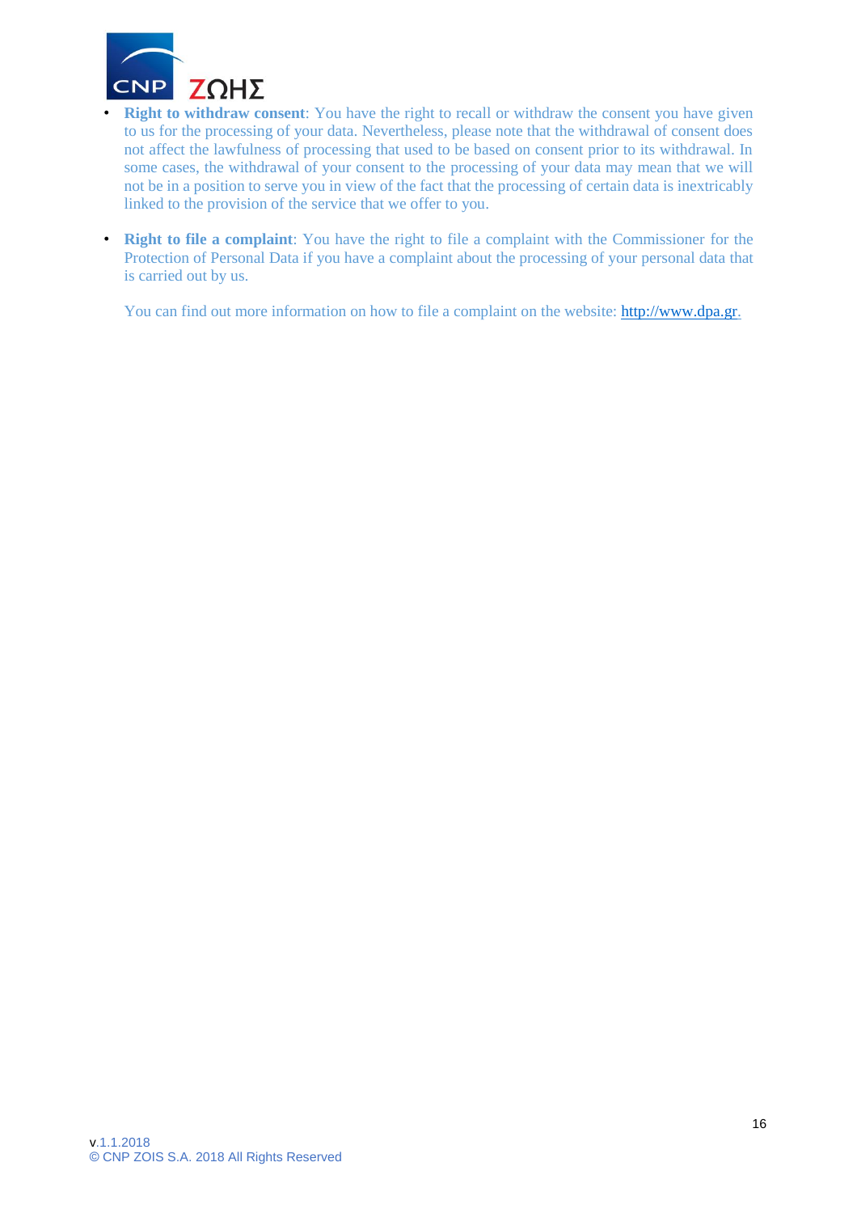- **Right to withdraw consent**: You have the right to recall or withdraw the consent you have given to us for the processing of your data. Nevertheless, please note that the withdrawal of consent does not affect the lawfulness of processing that used to be based on consent prior to its withdrawal. In some cases, the withdrawal of your consent to the processing of your data may mean that we will not be in a position to serve you in view of the fact that the processing of certain data is inextricably linked to the provision of the service that we offer to you.

- **Right to file a complaint**: You have the right to file a complaint with the Commissioner for the Protection of Personal Data if you have a complaint about the processing of your personal data that is carried out by us.

  You can find out more information on how to file a complaint on the website: http://www.dpa.gr.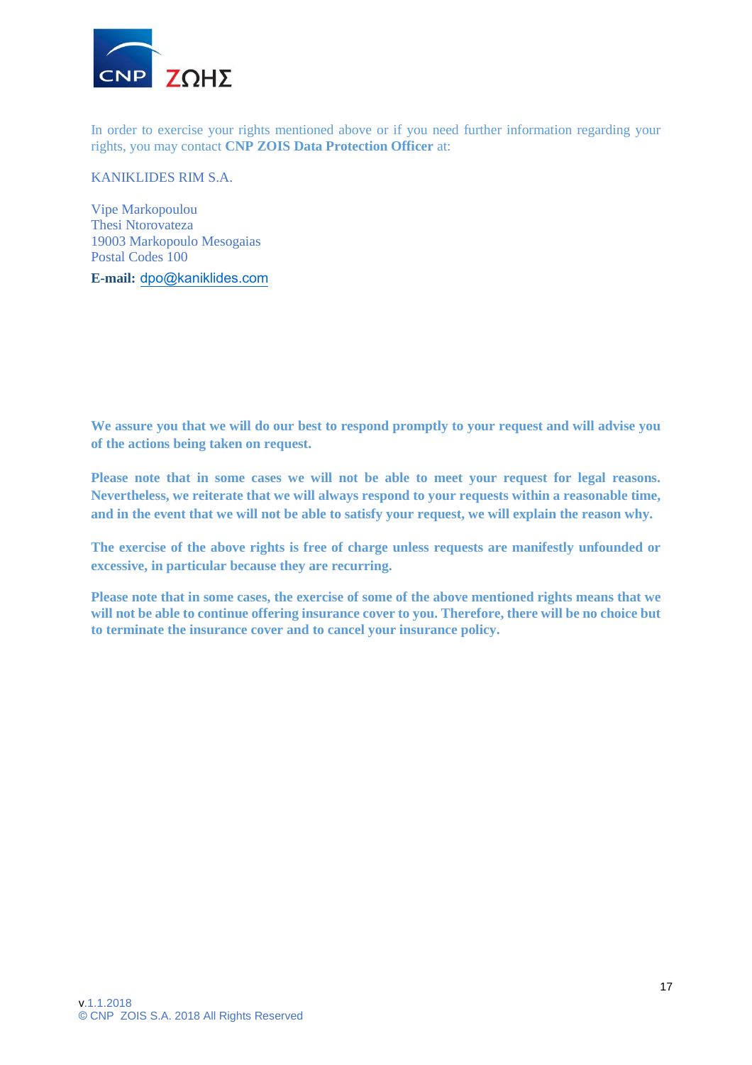In order to exercise your rights mentioned above or if you need further information regarding your rights, you may contact **CNP ZOIS Data Protection Officer** at:

KANIKLIDES RIM S.A.

Vipe Markopoulou  
Thesi Ntorovateza  
19003 Markopoulo Mesogaias  
Postal Codes 100

**E-mail:** dpo@kaniklides.com

**We assure you that we will do our best to respond promptly to your request and will advise you of the actions being taken on request.**

**Please note that in some cases we will not be able to meet your request for legal reasons. Nevertheless, we reiterate that we will always respond to your requests within a reasonable time, and in the event that we will not be able to satisfy your request, we will explain the reason why.**

**The exercise of the above rights is free of charge unless requests are manifestly unfounded or excessive, in particular because they are recurring.**

**Please note that in some cases, the exercise of some of the above mentioned rights means that we will not be able to continue offering insurance cover to you. Therefore, there will be no choice but to terminate the insurance cover and to cancel your insurance policy.**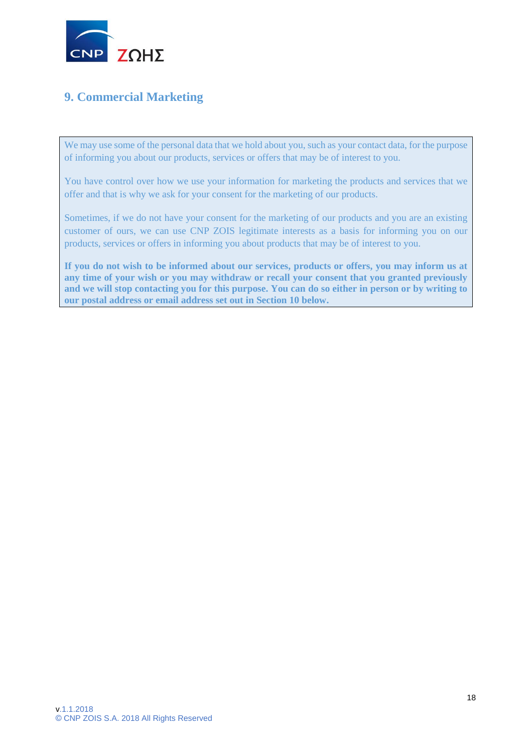## 9. Commercial Marketing

We may use some of the personal data that we hold about you, such as your contact data, for the purpose of informing you about our products, services or offers that may be of interest to you.

You have control over how we use your information for marketing the products and services that we offer and that is why we ask for your consent for the marketing of our products.

Sometimes, if we do not have your consent for the marketing of our products and you are an existing customer of ours, we can use CNP ZOIS legitimate interests as a basis for informing you on our products, services or offers in informing you about products that may be of interest to you.

**If you do not wish to be informed about our services, products or offers, you may inform us at any time of your wish or you may withdraw or recall your consent that you granted previously and we will stop contacting you for this purpose. You can do so either in person or by writing to our postal address or email address set out in Section 10 below.**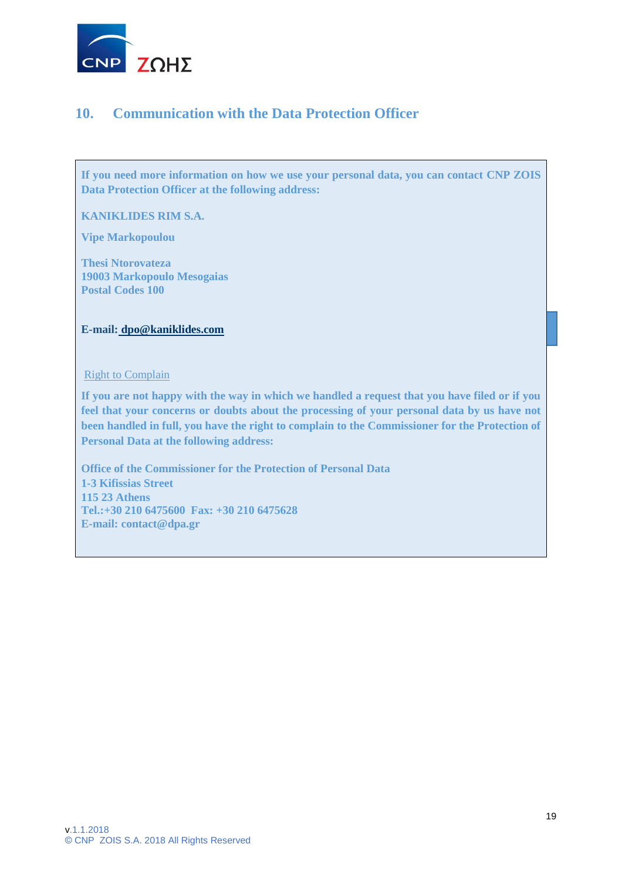## 10. Communication with the Data Protection Officer

**If you need more information on how we use your personal data, you can contact CNP ZOIS Data Protection Officer at the following address:**

**KANIKLIDES RIM S.A.**

**Vipe Markopoulou**

**Thesi Ntorovateza**
**19003 Markopoulo Mesogaias**
**Postal Codes 100**

**E-mail: dpo@kaniklides.com**

Right to Complain

**If you are not happy with the way in which we handled a request that you have filed or if you feel that your concerns or doubts about the processing of your personal data by us have not been handled in full, you have the right to complain to the Commissioner for the Protection of Personal Data at the following address:**

**Office of the Commissioner for the Protection of Personal Data**
**1-3 Kifissias Street**
**115 23 Athens**
**Tel.:+30 210 6475600 Fax: +30 210 6475628**
**E-mail: contact@dpa.gr**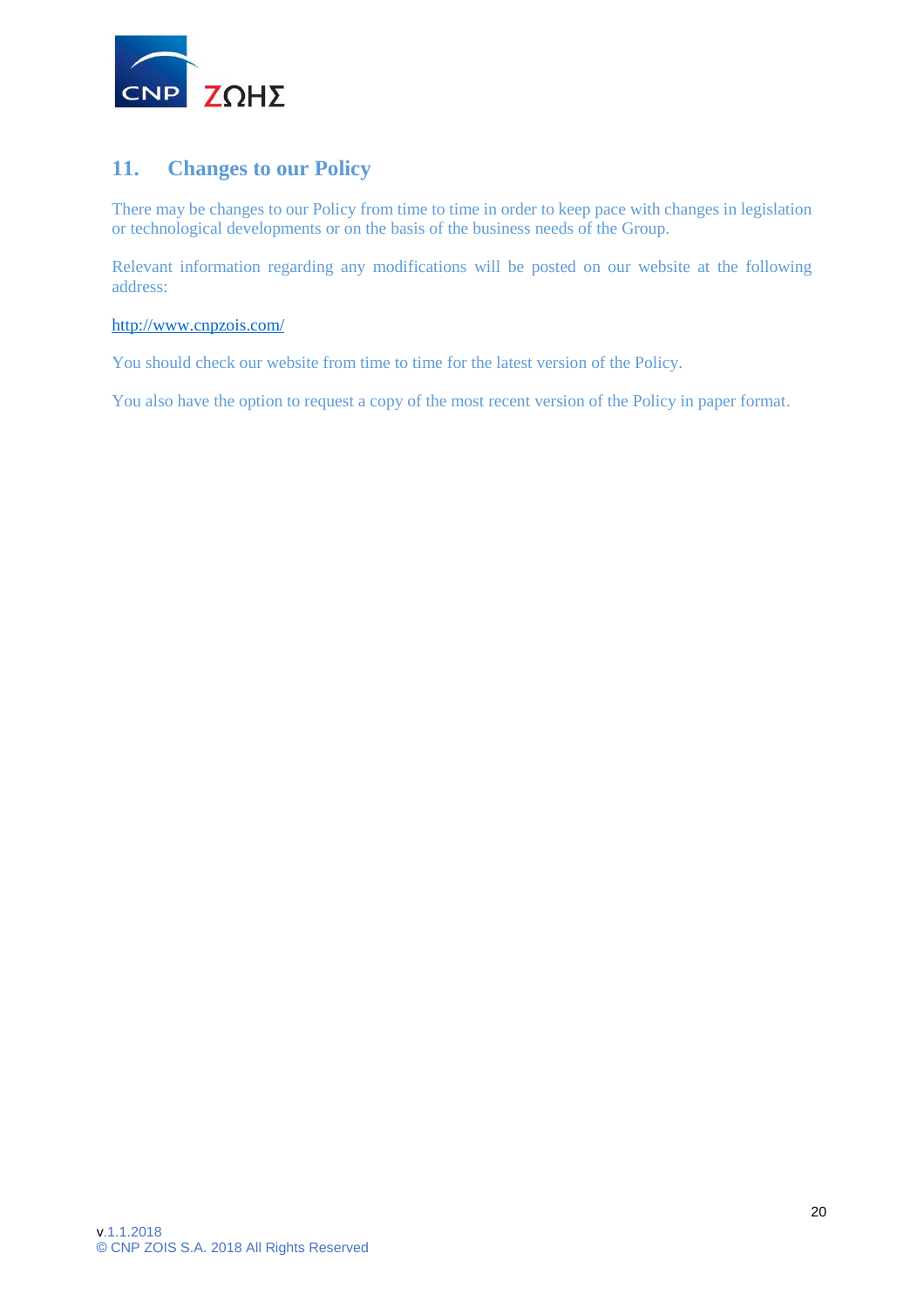## 11. Changes to our Policy

There may be changes to our Policy from time to time in order to keep pace with changes in legislation or technological developments or on the basis of the business needs of the Group.

Relevant information regarding any modifications will be posted on our website at the following address:

http://www.cnpzois.com/

You should check our website from time to time for the latest version of the Policy.

You also have the option to request a copy of the most recent version of the Policy in paper format.